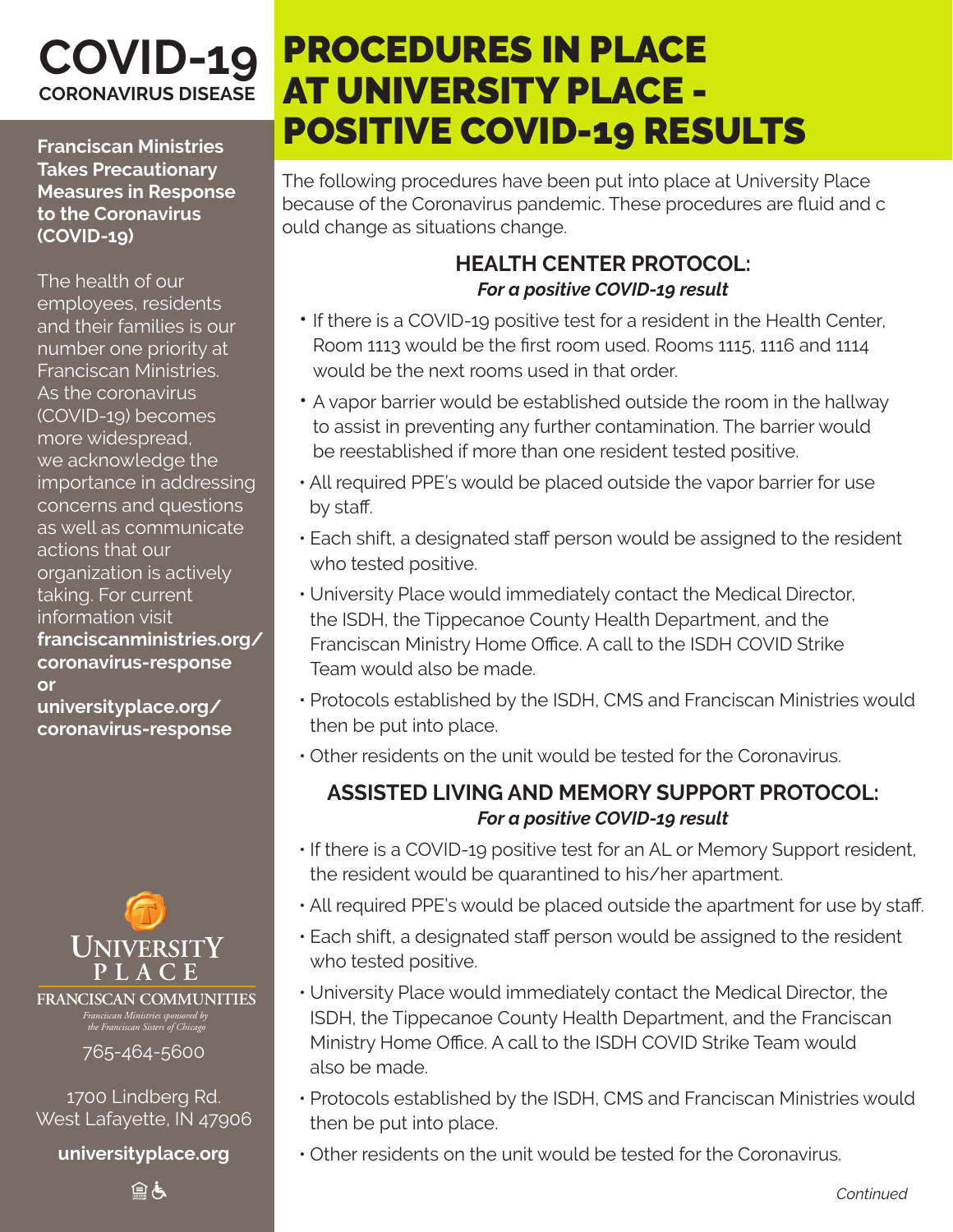# COVID-19

**CORONAVIRUS DISEASE**

**Franciscan Ministries Takes Precautionary Measures in Response to the Coronavirus (COVID-19)**

The health of our employees, residents and their families is our number one priority at Franciscan Ministries. As the coronavirus (COVID-19) becomes more widespread, we acknowledge the importance in addressing concerns and questions as well as communicate actions that our organization is actively taking. For current information visit **franciscanministries.org/coronavirus-response** or **universityplace.org/coronavirus-response**

UNIVERSITY PLACE
FRANCISCAN COMMUNITIES
*Franciscan Ministries sponsored by the Franciscan Sisters of Chicago*

765-464-5600

1700 Lindberg Rd.
West Lafayette, IN 47906

**universityplace.org**

# PROCEDURES IN PLACE AT UNIVERSITY PLACE - POSITIVE COVID-19 RESULTS

The following procedures have been put into place at University Place because of the Coronavirus pandemic. These procedures are fluid and c ould change as situations change.

## HEALTH CENTER PROTOCOL:

***For a positive COVID-19 result***

- If there is a COVID-19 positive test for a resident in the Health Center, Room 1113 would be the first room used. Rooms 1115, 1116 and 1114 would be the next rooms used in that order.
- A vapor barrier would be established outside the room in the hallway to assist in preventing any further contamination. The barrier would be reestablished if more than one resident tested positive.
- All required PPE's would be placed outside the vapor barrier for use by staff.
- Each shift, a designated staff person would be assigned to the resident who tested positive.
- University Place would immediately contact the Medical Director, the ISDH, the Tippecanoe County Health Department, and the Franciscan Ministry Home Office. A call to the ISDH COVID Strike Team would also be made.
- Protocols established by the ISDH, CMS and Franciscan Ministries would then be put into place.
- Other residents on the unit would be tested for the Coronavirus.

## ASSISTED LIVING AND MEMORY SUPPORT PROTOCOL:

***For a positive COVID-19 result***

- If there is a COVID-19 positive test for an AL or Memory Support resident, the resident would be quarantined to his/her apartment.
- All required PPE's would be placed outside the apartment for use by staff.
- Each shift, a designated staff person would be assigned to the resident who tested positive.
- University Place would immediately contact the Medical Director, the ISDH, the Tippecanoe County Health Department, and the Franciscan Ministry Home Office. A call to the ISDH COVID Strike Team would also be made.
- Protocols established by the ISDH, CMS and Franciscan Ministries would then be put into place.
- Other residents on the unit would be tested for the Coronavirus.

*Continued*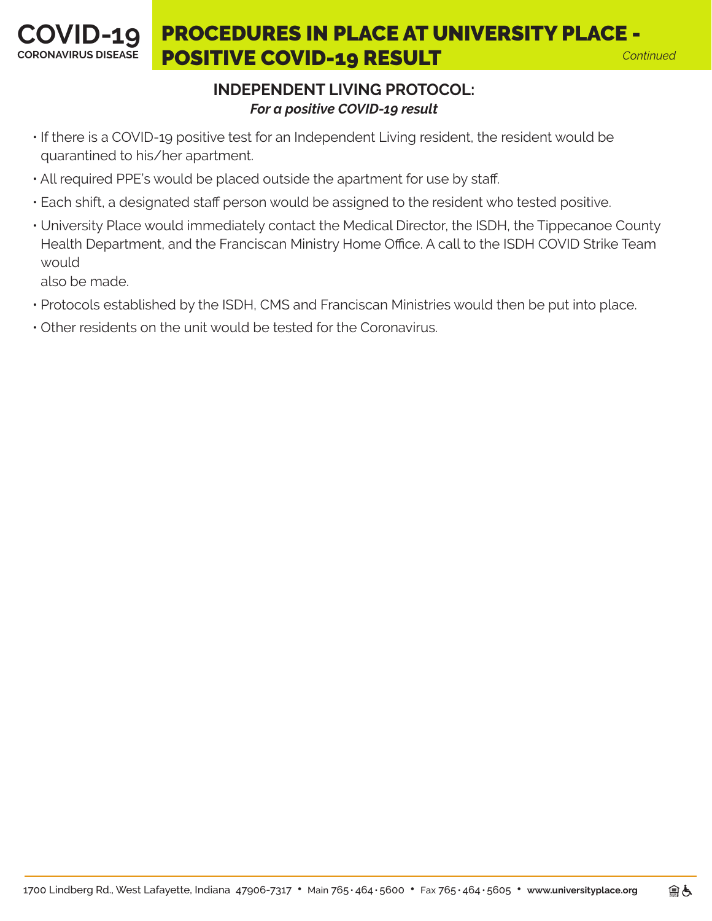# PROCEDURES IN PLACE AT UNIVERSITY PLACE - POSITIVE COVID-19 RESULT

*Continued*

## INDEPENDENT LIVING PROTOCOL:

***For a positive COVID-19 result***

- If there is a COVID-19 positive test for an Independent Living resident, the resident would be quarantined to his/her apartment.
- All required PPE's would be placed outside the apartment for use by staff.
- Each shift, a designated staff person would be assigned to the resident who tested positive.
- University Place would immediately contact the Medical Director, the ISDH, the Tippecanoe County Health Department, and the Franciscan Ministry Home Office. A call to the ISDH COVID Strike Team would also be made.
- Protocols established by the ISDH, CMS and Franciscan Ministries would then be put into place.
- Other residents on the unit would be tested for the Coronavirus.